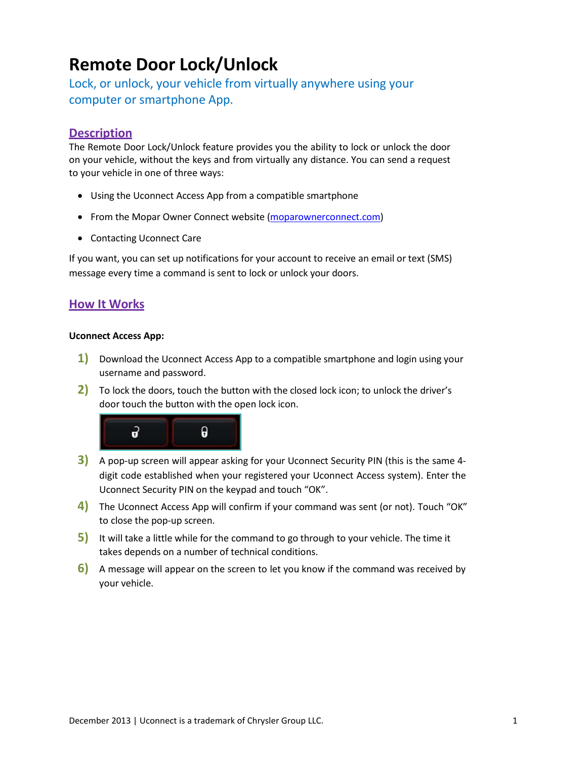# Remote Door Lock/Unlock

Lock, or unlock, your vehicle from virtually anywhere using your computer or smartphone App.

## Description

The Remote Door Lock/Unlock feature provides you the ability to lock or unlock the door on your vehicle, without the keys and from virtually any distance. You can send a request to your vehicle in one of three ways:

- Using the Uconnect Access App from a compatible smartphone
- From the Mopar Owner Connect website (moparownerconnect.com)
- Contacting Uconnect Care

If you want, you can set up notifications for your account to receive an email or text (SMS) message every time a command is sent to lock or unlock your doors.

## How It Works

**Uconnect Access App:**

1) Download the Uconnect Access App to a compatible smartphone and login using your username and password.
2) To lock the doors, touch the button with the closed lock icon; to unlock the driver's door touch the button with the open lock icon.
3) A pop-up screen will appear asking for your Uconnect Security PIN (this is the same 4-digit code established when your registered your Uconnect Access system). Enter the Uconnect Security PIN on the keypad and touch "OK".
4) The Uconnect Access App will confirm if your command was sent (or not). Touch "OK" to close the pop-up screen.
5) It will take a little while for the command to go through to your vehicle. The time it takes depends on a number of technical conditions.
6) A message will appear on the screen to let you know if the command was received by your vehicle.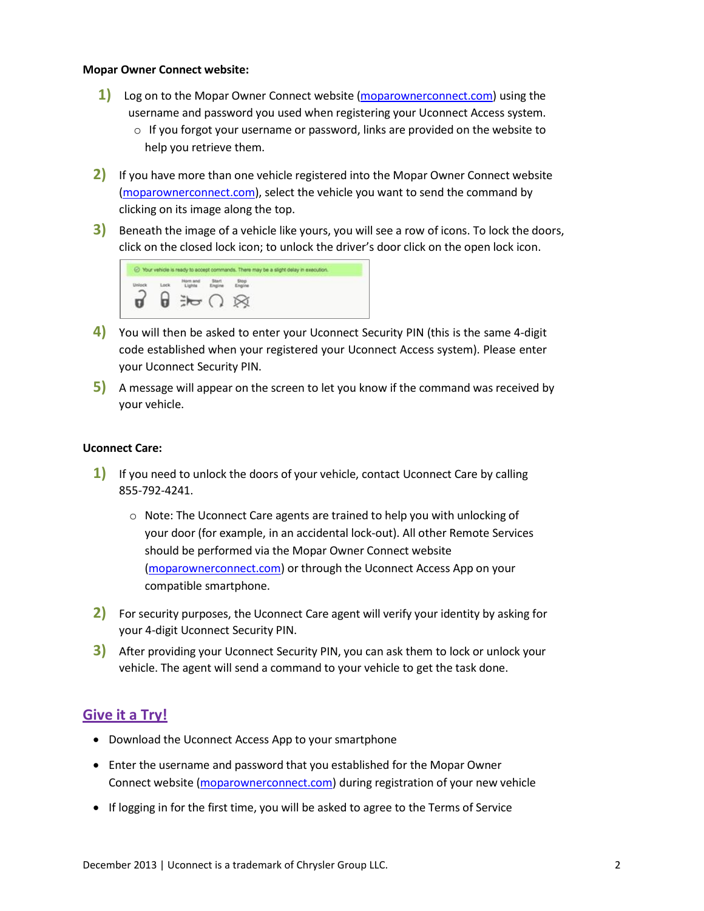**Mopar Owner Connect website:**

1) Log on to the Mopar Owner Connect website ([moparownerconnect.com](moparownerconnect.com)) using the username and password you used when registering your Uconnect Access system.
   - If you forgot your username or password, links are provided on the website to help you retrieve them.
2) If you have more than one vehicle registered into the Mopar Owner Connect website ([moparownerconnect.com](moparownerconnect.com)), select the vehicle you want to send the command by clicking on its image along the top.
3) Beneath the image of a vehicle like yours, you will see a row of icons. To lock the doors, click on the closed lock icon; to unlock the driver's door click on the open lock icon.
4) You will then be asked to enter your Uconnect Security PIN (this is the same 4-digit code established when your registered your Uconnect Access system). Please enter your Uconnect Security PIN.
5) A message will appear on the screen to let you know if the command was received by your vehicle.

**Uconnect Care:**

1) If you need to unlock the doors of your vehicle, contact Uconnect Care by calling 855-792-4241.
   - Note: The Uconnect Care agents are trained to help you with unlocking of your door (for example, in an accidental lock-out). All other Remote Services should be performed via the Mopar Owner Connect website ([moparownerconnect.com](moparownerconnect.com)) or through the Uconnect Access App on your compatible smartphone.
2) For security purposes, the Uconnect Care agent will verify your identity by asking for your 4-digit Uconnect Security PIN.
3) After providing your Uconnect Security PIN, you can ask them to lock or unlock your vehicle. The agent will send a command to your vehicle to get the task done.

## Give it a Try!

- Download the Uconnect Access App to your smartphone
- Enter the username and password that you established for the Mopar Owner Connect website ([moparownerconnect.com](moparownerconnect.com)) during registration of your new vehicle
- If logging in for the first time, you will be asked to agree to the Terms of Service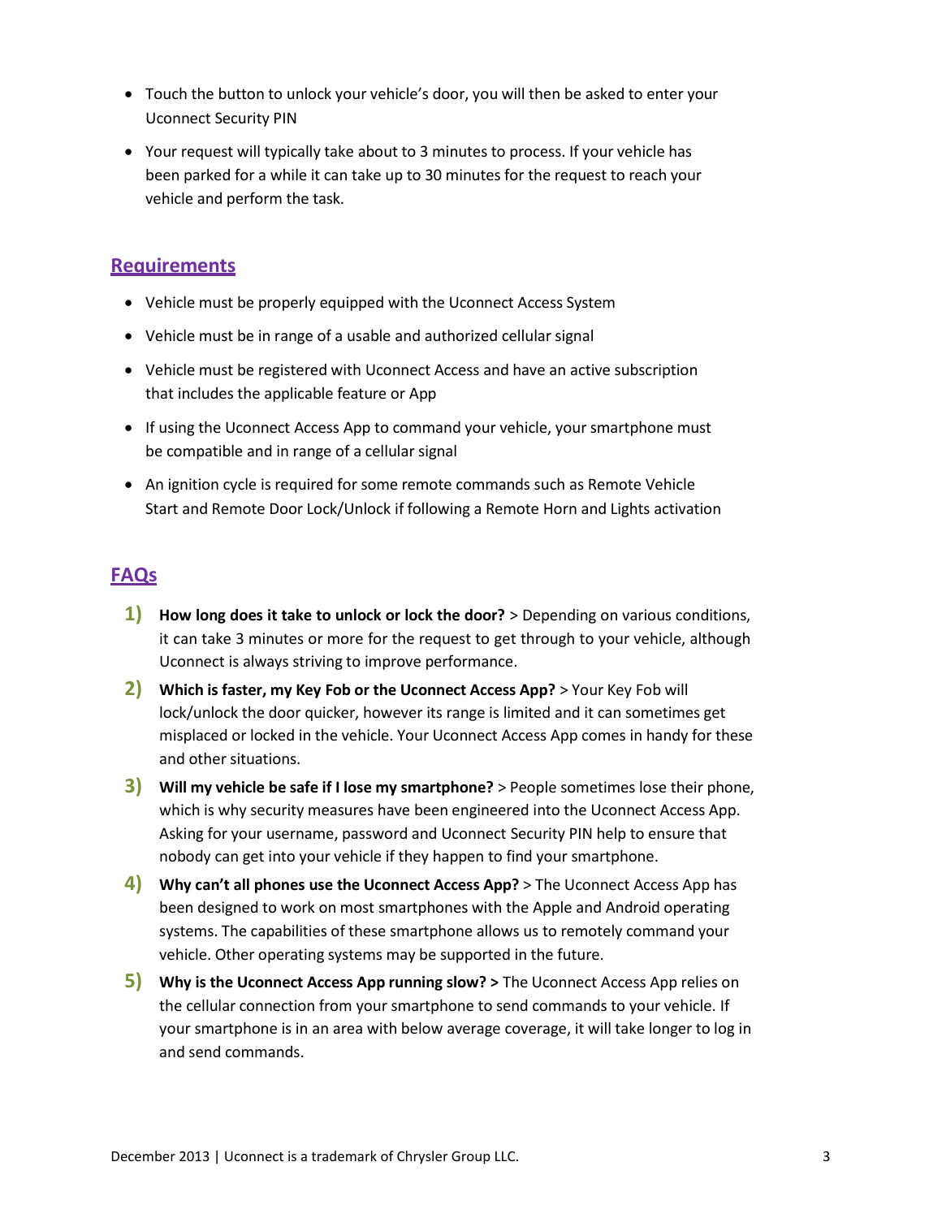- Touch the button to unlock your vehicle's door, you will then be asked to enter your Uconnect Security PIN
- Your request will typically take about to 3 minutes to process. If your vehicle has been parked for a while it can take up to 30 minutes for the request to reach your vehicle and perform the task.

## Requirements

- Vehicle must be properly equipped with the Uconnect Access System
- Vehicle must be in range of a usable and authorized cellular signal
- Vehicle must be registered with Uconnect Access and have an active subscription that includes the applicable feature or App
- If using the Uconnect Access App to command your vehicle, your smartphone must be compatible and in range of a cellular signal
- An ignition cycle is required for some remote commands such as Remote Vehicle Start and Remote Door Lock/Unlock if following a Remote Horn and Lights activation

## FAQs

1) **How long does it take to unlock or lock the door?** > Depending on various conditions, it can take 3 minutes or more for the request to get through to your vehicle, although Uconnect is always striving to improve performance.
2) **Which is faster, my Key Fob or the Uconnect Access App?** > Your Key Fob will lock/unlock the door quicker, however its range is limited and it can sometimes get misplaced or locked in the vehicle. Your Uconnect Access App comes in handy for these and other situations.
3) **Will my vehicle be safe if I lose my smartphone?** > People sometimes lose their phone, which is why security measures have been engineered into the Uconnect Access App. Asking for your username, password and Uconnect Security PIN help to ensure that nobody can get into your vehicle if they happen to find your smartphone.
4) **Why can't all phones use the Uconnect Access App?** > The Uconnect Access App has been designed to work on most smartphones with the Apple and Android operating systems. The capabilities of these smartphone allows us to remotely command your vehicle. Other operating systems may be supported in the future.
5) **Why is the Uconnect Access App running slow? >** The Uconnect Access App relies on the cellular connection from your smartphone to send commands to your vehicle. If your smartphone is in an area with below average coverage, it will take longer to log in and send commands.

December 2013 | Uconnect is a trademark of Chrysler Group LLC.